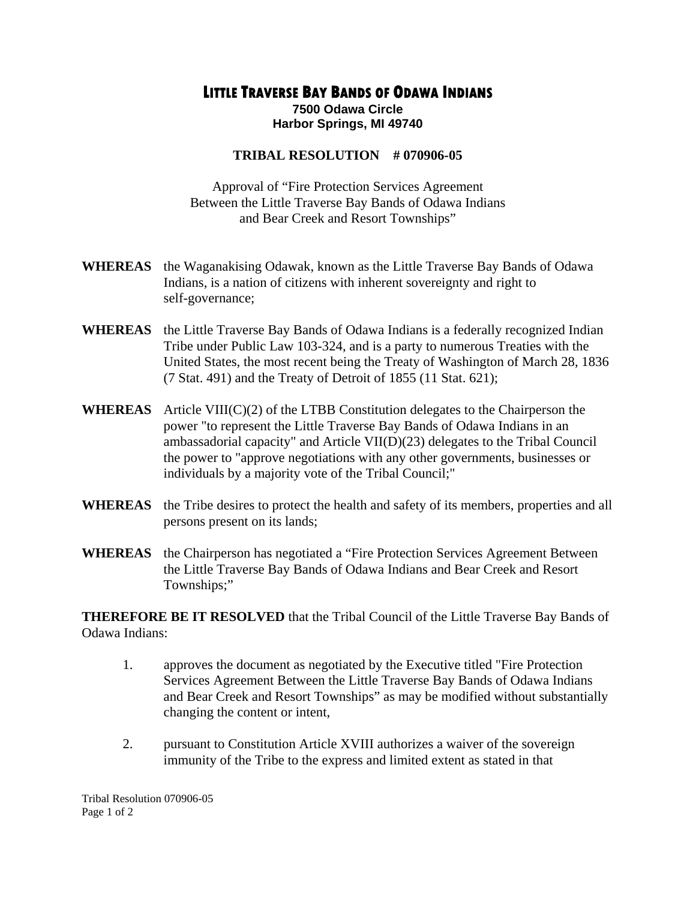# LITTLE TRAVERSE BAY BANDS OF ODAWA INDIANS

**7500 Odawa Circle**
**Harbor Springs, MI 49740**

**TRIBAL RESOLUTION # 070906-05**

Approval of "Fire Protection Services Agreement Between the Little Traverse Bay Bands of Odawa Indians and Bear Creek and Resort Townships"

**WHEREAS** the Waganakising Odawak, known as the Little Traverse Bay Bands of Odawa Indians, is a nation of citizens with inherent sovereignty and right to self-governance;

**WHEREAS** the Little Traverse Bay Bands of Odawa Indians is a federally recognized Indian Tribe under Public Law 103-324, and is a party to numerous Treaties with the United States, the most recent being the Treaty of Washington of March 28, 1836 (7 Stat. 491) and the Treaty of Detroit of 1855 (11 Stat. 621);

**WHEREAS** Article VIII(C)(2) of the LTBB Constitution delegates to the Chairperson the power "to represent the Little Traverse Bay Bands of Odawa Indians in an ambassadorial capacity" and Article VII(D)(23) delegates to the Tribal Council the power to "approve negotiations with any other governments, businesses or individuals by a majority vote of the Tribal Council;"

**WHEREAS** the Tribe desires to protect the health and safety of its members, properties and all persons present on its lands;

**WHEREAS** the Chairperson has negotiated a "Fire Protection Services Agreement Between the Little Traverse Bay Bands of Odawa Indians and Bear Creek and Resort Townships;"

**THEREFORE BE IT RESOLVED** that the Tribal Council of the Little Traverse Bay Bands of Odawa Indians:

1. approves the document as negotiated by the Executive titled "Fire Protection Services Agreement Between the Little Traverse Bay Bands of Odawa Indians and Bear Creek and Resort Townships" as may be modified without substantially changing the content or intent,

2. pursuant to Constitution Article XVIII authorizes a waiver of the sovereign immunity of the Tribe to the express and limited extent as stated in that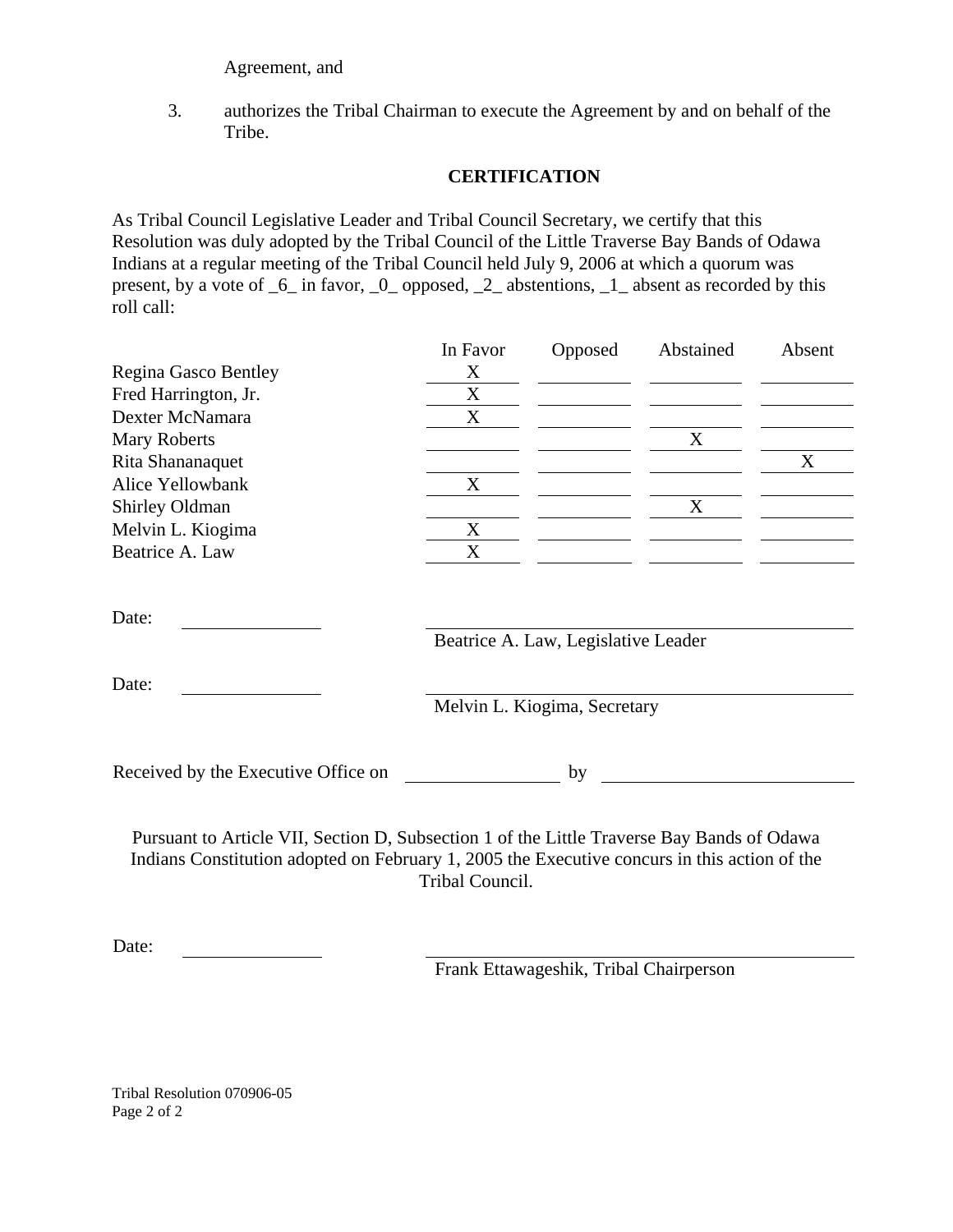Agreement, and

3. authorizes the Tribal Chairman to execute the Agreement by and on behalf of the Tribe.

**CERTIFICATION**

As Tribal Council Legislative Leader and Tribal Council Secretary, we certify that this Resolution was duly adopted by the Tribal Council of the Little Traverse Bay Bands of Odawa Indians at a regular meeting of the Tribal Council held July 9, 2006 at which a quorum was present, by a vote of _6_ in favor, _0_ opposed, _2_ abstentions, _1_ absent as recorded by this roll call:

| | In Favor | Opposed | Abstained | Absent |
|---|---|---|---|---|
| Regina Gasco Bentley | X | | | |
| Fred Harrington, Jr. | X | | | |
| Dexter McNamara | X | | | |
| Mary Roberts | | | X | |
| Rita Shananaquet | | | | X |
| Alice Yellowbank | X | | | |
| Shirley Oldman | | | X | |
| Melvin L. Kiogima | X | | | |
| Beatrice A. Law | X | | | |

Date: ______________ ______________________________
Beatrice A. Law, Legislative Leader

Date: ______________ ______________________________
Melvin L. Kiogima, Secretary

Received by the Executive Office on ______________ by ______________________

Pursuant to Article VII, Section D, Subsection 1 of the Little Traverse Bay Bands of Odawa Indians Constitution adopted on February 1, 2005 the Executive concurs in this action of the Tribal Council.

Date: ______________ ______________________________
Frank Ettawageshik, Tribal Chairperson

Tribal Resolution 070906-05